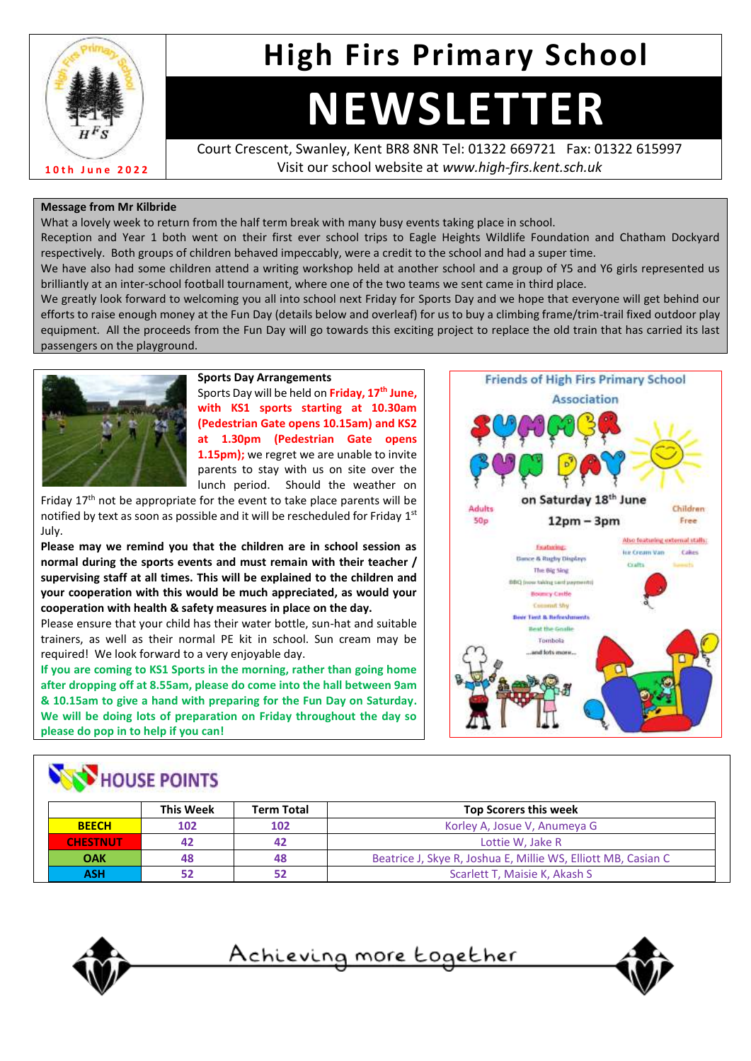# High Firs Primary School

# NEWSLETTER

Court Crescent, Swanley, Kent BR8 8NR Tel: 01322 669721 Fax: 01322 615997
Visit our school website at *www.high-firs.kent.sch.uk*

10th June 2022

**Message from Mr Kilbride**

What a lovely week to return from the half term break with many busy events taking place in school.

Reception and Year 1 both went on their first ever school trips to Eagle Heights Wildlife Foundation and Chatham Dockyard respectively. Both groups of children behaved impeccably, were a credit to the school and had a super time.

We have also had some children attend a writing workshop held at another school and a group of Y5 and Y6 girls represented us brilliantly at an inter-school football tournament, where one of the two teams we sent came in third place.

We greatly look forward to welcoming you all into school next Friday for Sports Day and we hope that everyone will get behind our efforts to raise enough money at the Fun Day (details below and overleaf) for us to buy a climbing frame/trim-trail fixed outdoor play equipment. All the proceeds from the Fun Day will go towards this exciting project to replace the old train that has carried its last passengers on the playground.

**Sports Day Arrangements**

Sports Day will be held on **Friday, 17th June, with KS1 sports starting at 10.30am (Pedestrian Gate opens 10.15am) and KS2 at 1.30pm (Pedestrian Gate opens 1.15pm);** we regret we are unable to invite parents to stay with us on site over the lunch period. Should the weather on Friday 17th not be appropriate for the event to take place parents will be notified by text as soon as possible and it will be rescheduled for Friday 1st July.

**Please may we remind you that the children are in school session as normal during the sports events and must remain with their teacher / supervising staff at all times. This will be explained to the children and your cooperation with this would be much appreciated, as would your cooperation with health & safety measures in place on the day.**

Please ensure that your child has their water bottle, sun-hat and suitable trainers, as well as their normal PE kit in school. Sun cream may be required! We look forward to a very enjoyable day.

**If you are coming to KS1 Sports in the morning, rather than going home after dropping off at 8.55am, please do come into the hall between 9am & 10.15am to give a hand with preparing for the Fun Day on Saturday. We will be doing lots of preparation on Friday throughout the day so please do pop in to help if you can!**

**Friends of High Firs Primary School Association**

**SUMMER FUN DAY**

on Saturday 18th June

12pm – 3pm

Adults 50p

Children Free

Featuring:
- Dance & Rugby Displays
- The Big Sing
- BBQ (now taking card payments)
- Bouncy Castle
- Coconut Shy
- Beer Tent & Refreshments
- Beat the Goalie
- Tombola
- ...and lots more...

Also featuring external stalls:
- Ice Cream Van
- Cakes
- Crafts
- Sweets

## HOUSE POINTS

| | This Week | Term Total | Top Scorers this week |
|---|---|---|---|
| BEECH | 102 | 102 | Korley A, Josue V, Anumeya G |
| CHESTNUT | 42 | 42 | Lottie W, Jake R |
| OAK | 48 | 48 | Beatrice J, Skye R, Joshua E, Millie WS, Elliott MB, Casian C |
| ASH | 52 | 52 | Scarlett T, Maisie K, Akash S |

Achieving more together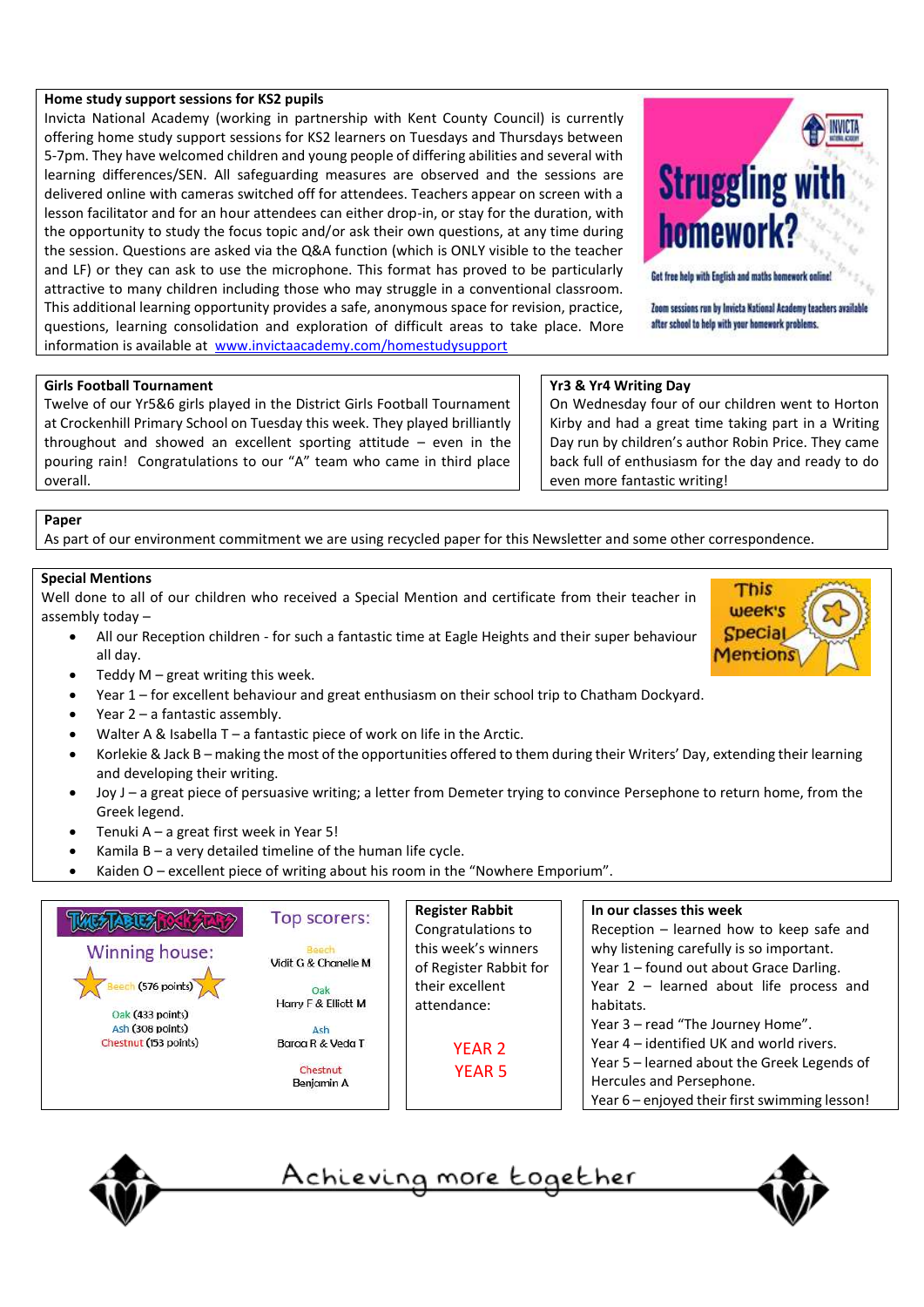## Home study support sessions for KS2 pupils

Invicta National Academy (working in partnership with Kent County Council) is currently offering home study support sessions for KS2 learners on Tuesdays and Thursdays between 5-7pm. They have welcomed children and young people of differing abilities and several with learning differences/SEN. All safeguarding measures are observed and the sessions are delivered online with cameras switched off for attendees. Teachers appear on screen with a lesson facilitator and for an hour attendees can either drop-in, or stay for the duration, with the opportunity to study the focus topic and/or ask their own questions, at any time during the session. Questions are asked via the Q&A function (which is ONLY visible to the teacher and LF) or they can ask to use the microphone. This format has proved to be particularly attractive to many children including those who may struggle in a conventional classroom. This additional learning opportunity provides a safe, anonymous space for revision, practice, questions, learning consolidation and exploration of difficult areas to take place. More information is available at [www.invictaacademy.com/homestudysupport](www.invictaacademy.com/homestudysupport)

Struggling with homework?

Get free help with English and maths homework online!

Zoom sessions run by Invicta National Academy teachers available after school to help with your homework problems.

## Girls Football Tournament

Twelve of our Yr5&6 girls played in the District Girls Football Tournament at Crockenhill Primary School on Tuesday this week. They played brilliantly throughout and showed an excellent sporting attitude – even in the pouring rain! Congratulations to our "A" team who came in third place overall.

## Yr3 & Yr4 Writing Day

On Wednesday four of our children went to Horton Kirby and had a great time taking part in a Writing Day run by children's author Robin Price. They came back full of enthusiasm for the day and ready to do even more fantastic writing!

## Paper

As part of our environment commitment we are using recycled paper for this Newsletter and some other correspondence.

## Special Mentions

Well done to all of our children who received a Special Mention and certificate from their teacher in assembly today –

- All our Reception children - for such a fantastic time at Eagle Heights and their super behaviour all day.
- Teddy M – great writing this week.
- Year 1 – for excellent behaviour and great enthusiasm on their school trip to Chatham Dockyard.
- Year 2 – a fantastic assembly.
- Walter A & Isabella T – a fantastic piece of work on life in the Arctic.
- Korlekie & Jack B – making the most of the opportunities offered to them during their Writers' Day, extending their learning and developing their writing.
- Joy J – a great piece of persuasive writing; a letter from Demeter trying to convince Persephone to return home, from the Greek legend.
- Tenuki A – a great first week in Year 5!
- Kamila B – a very detailed timeline of the human life cycle.
- Kaiden O – excellent piece of writing about his room in the "Nowhere Emporium".

## Times Tables Rock Stars

**Winning house:**

Beech (576 points)

Oak (433 points)
Ash (308 points)
Chestnut (153 points)

**Top scorers:**

Beech
Vidit G & Chanelle M

Oak
Harry F & Elliott M

Ash
Baraa R & Veda T

Chestnut
Benjamin A

## Register Rabbit

Congratulations to this week's winners of Register Rabbit for their excellent attendance:

YEAR 2
YEAR 5

## In our classes this week

Reception – learned how to keep safe and why listening carefully is so important.
Year 1 – found out about Grace Darling.
Year 2 – learned about life process and habitats.
Year 3 – read "The Journey Home".
Year 4 – identified UK and world rivers.
Year 5 – learned about the Greek Legends of Hercules and Persephone.
Year 6 – enjoyed their first swimming lesson!

Achieving more together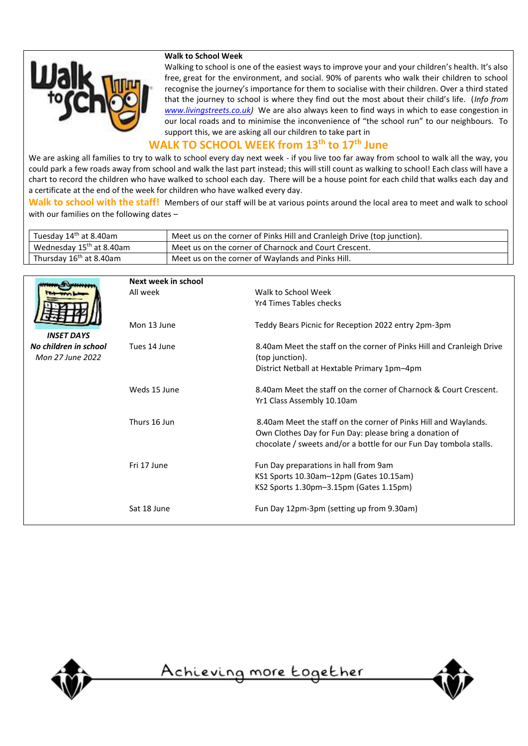## Walk to School Week

Walking to school is one of the easiest ways to improve your and your children's health. It's also free, great for the environment, and social. 90% of parents who walk their children to school recognise the journey's importance for them to socialise with their children. Over a third stated that the journey to school is where they find out the most about their child's life. (*Info from www.livingstreets.co.uk*) We are also always keen to find ways in which to ease congestion in our local roads and to minimise the inconvenience of "the school run" to our neighbours. To support this, we are asking all our children to take part in

## WALK TO SCHOOL WEEK from 13th to 17th June

We are asking all families to try to walk to school every day next week - if you live too far away from school to walk all the way, you could park a few roads away from school and walk the last part instead; this will still count as walking to school! Each class will have a chart to record the children who have walked to school each day. There will be a house point for each child that walks each day and a certificate at the end of the week for children who have walked every day.

**Walk to school with the staff!** Members of our staff will be at various points around the local area to meet and walk to school with our families on the following dates –

| | |
|---|---|
| Tuesday 14th at 8.40am | Meet us on the corner of Pinks Hill and Cranleigh Drive (top junction). |
| Wednesday 15th at 8.40am | Meet us on the corner of Charnock and Court Crescent. |
| Thursday 16th at 8.40am | Meet us on the corner of Waylands and Pinks Hill. |

***INSET DAYS***
***No children in school***
*Mon 27 June 2022*

**Next week in school**

| | |
|---|---|
| All week | Walk to School Week<br>Yr4 Times Tables checks |
| Mon 13 June | Teddy Bears Picnic for Reception 2022 entry 2pm-3pm |
| Tues 14 June | 8.40am Meet the staff on the corner of Pinks Hill and Cranleigh Drive (top junction).<br>District Netball at Hextable Primary 1pm–4pm |
| Weds 15 June | 8.40am Meet the staff on the corner of Charnock & Court Crescent.<br>Yr1 Class Assembly 10.10am |
| Thurs 16 Jun | 8.40am Meet the staff on the corner of Pinks Hill and Waylands.<br>Own Clothes Day for Fun Day: please bring a donation of chocolate / sweets and/or a bottle for our Fun Day tombola stalls. |
| Fri 17 June | Fun Day preparations in hall from 9am<br>KS1 Sports 10.30am–12pm (Gates 10.15am)<br>KS2 Sports 1.30pm–3.15pm (Gates 1.15pm) |
| Sat 18 June | Fun Day 12pm-3pm (setting up from 9.30am) |

Achieving more together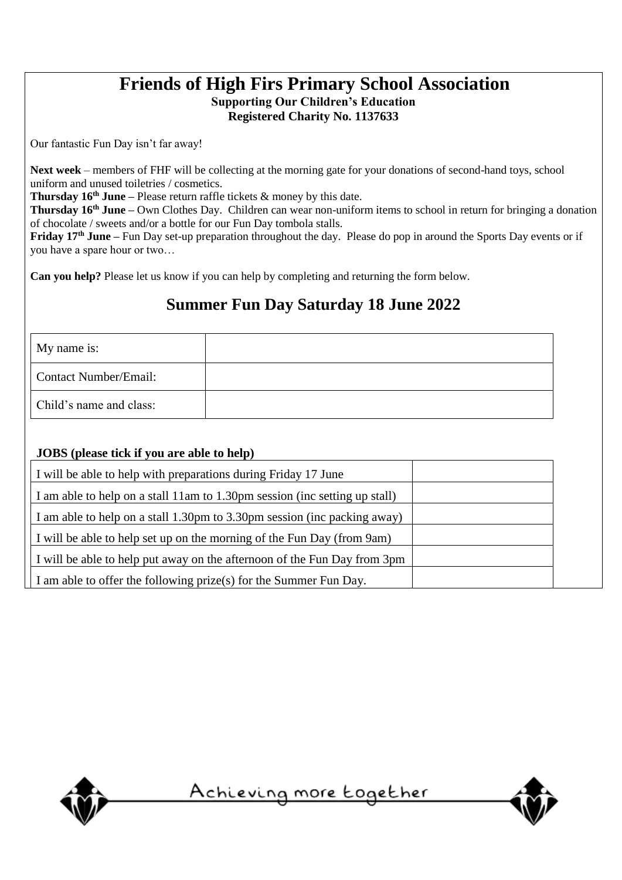# Friends of High Firs Primary School Association

**Supporting Our Children's Education**
**Registered Charity No. 1137633**

Our fantastic Fun Day isn't far away!

**Next week** – members of FHF will be collecting at the morning gate for your donations of second-hand toys, school uniform and unused toiletries / cosmetics.
**Thursday 16th June –** Please return raffle tickets & money by this date.
**Thursday 16th June –** Own Clothes Day. Children can wear non-uniform items to school in return for bringing a donation of chocolate / sweets and/or a bottle for our Fun Day tombola stalls.
**Friday 17th June –** Fun Day set-up preparation throughout the day. Please do pop in around the Sports Day events or if you have a spare hour or two…

**Can you help?** Please let us know if you can help by completing and returning the form below.

## Summer Fun Day Saturday 18 June 2022

| | |
|---|---|
| My name is: | |
| Contact Number/Email: | |
| Child's name and class: | |

**JOBS (please tick if you are able to help)**

| | |
|---|---|
| I will be able to help with preparations during Friday 17 June | |
| I am able to help on a stall 11am to 1.30pm session (inc setting up stall) | |
| I am able to help on a stall 1.30pm to 3.30pm session (inc packing away) | |
| I will be able to help set up on the morning of the Fun Day (from 9am) | |
| I will be able to help put away on the afternoon of the Fun Day from 3pm | |
| I am able to offer the following prize(s) for the Summer Fun Day. | |

Achieving more together